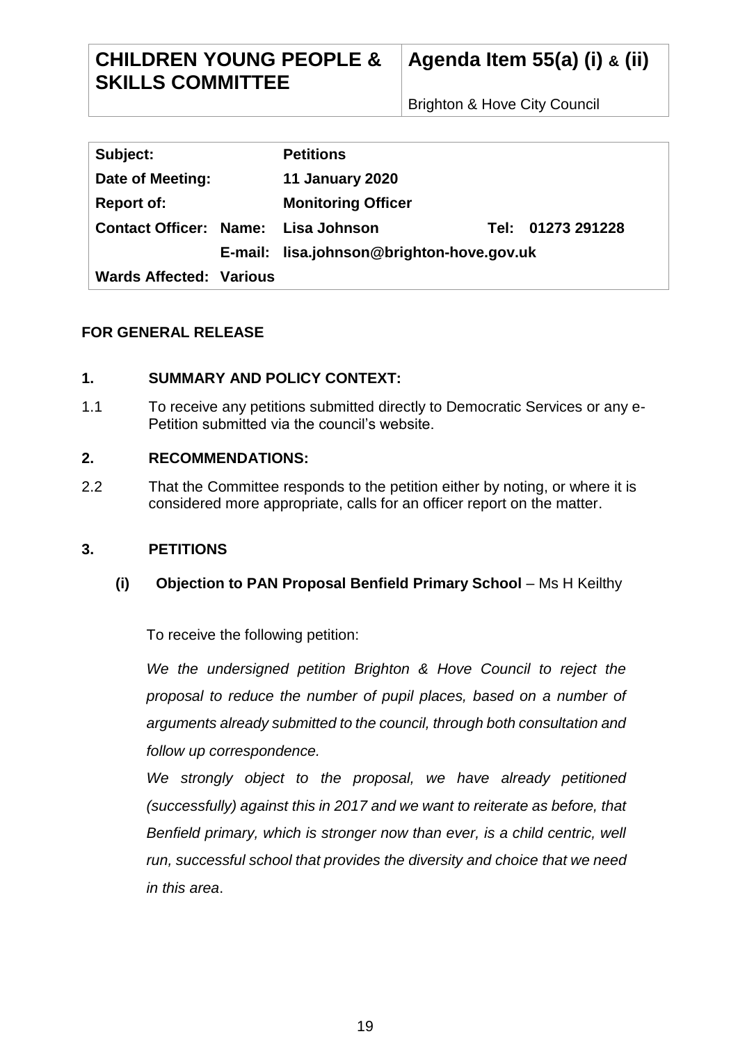| CHILDREN YOUNG PEOPLE & SKILLS COMMITTEE | Agenda Item 55(a) (i) & (ii) |
| --- | --- |
| | Brighton & Hove City Council |

| Subject: | | Petitions | |
| --- | --- | --- | --- |
| Date of Meeting: | | 11 January 2020 | |
| Report of: | | Monitoring Officer | |
| Contact Officer: | Name: | Lisa Johnson | Tel: 01273 291228 |
| | E-mail: | lisa.johnson@brighton-hove.gov.uk | |
| Wards Affected: | Various | | |

**FOR GENERAL RELEASE**

## 1. SUMMARY AND POLICY CONTEXT:

1.1 To receive any petitions submitted directly to Democratic Services or any e-Petition submitted via the council's website.

## 2. RECOMMENDATIONS:

2.2 That the Committee responds to the petition either by noting, or where it is considered more appropriate, calls for an officer report on the matter.

## 3. PETITIONS

### (i) Objection to PAN Proposal Benfield Primary School – Ms H Keilthy

To receive the following petition:

*We the undersigned petition Brighton & Hove Council to reject the proposal to reduce the number of pupil places, based on a number of arguments already submitted to the council, through both consultation and follow up correspondence.*

*We strongly object to the proposal, we have already petitioned (successfully) against this in 2017 and we want to reiterate as before, that Benfield primary, which is stronger now than ever, is a child centric, well run, successful school that provides the diversity and choice that we need in this area*.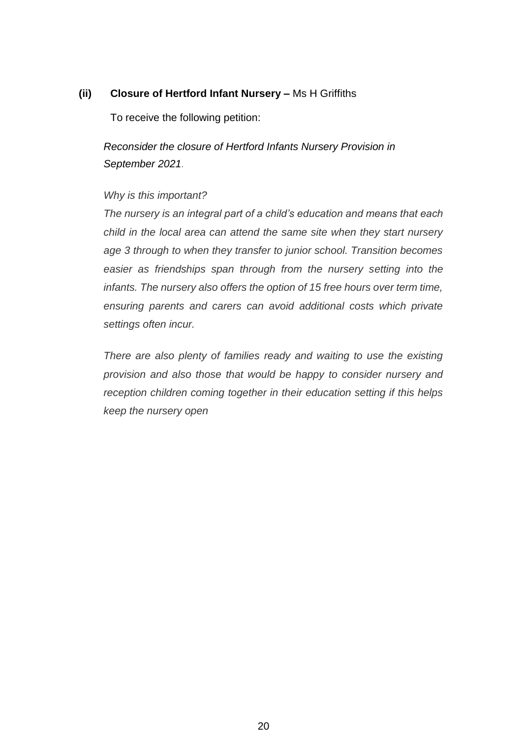**(ii) Closure of Hertford Infant Nursery –** Ms H Griffiths

To receive the following petition:

*Reconsider the closure of Hertford Infants Nursery Provision in September 2021.*

*Why is this important?*

*The nursery is an integral part of a child's education and means that each child in the local area can attend the same site when they start nursery age 3 through to when they transfer to junior school. Transition becomes easier as friendships span through from the nursery setting into the infants. The nursery also offers the option of 15 free hours over term time, ensuring parents and carers can avoid additional costs which private settings often incur.*

*There are also plenty of families ready and waiting to use the existing provision and also those that would be happy to consider nursery and reception children coming together in their education setting if this helps keep the nursery open*